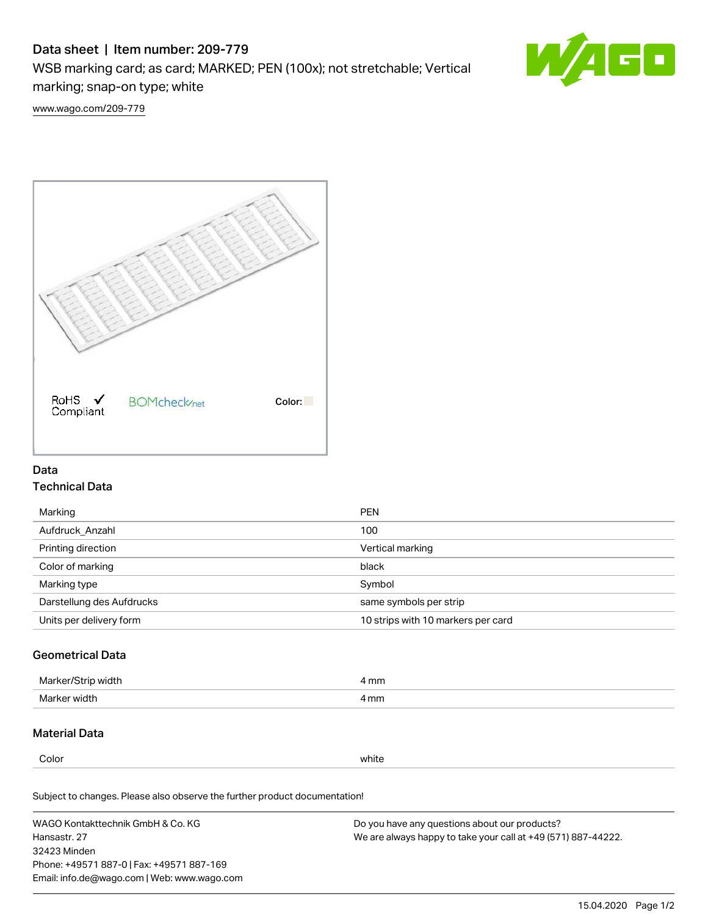# Data sheet | Item number: 209-779

WSB marking card; as card; MARKED; PEN (100x); not stretchable; Vertical marking; snap-on type; white

www.wago.com/209-779

RoHS ✓ Compliant

BOMcheck.net

Color:

## Data

### Technical Data

| | |
|---|---|
| Marking | PEN |
| Aufdruck_Anzahl | 100 |
| Printing direction | Vertical marking |
| Color of marking | black |
| Marking type | Symbol |
| Darstellung des Aufdrucks | same symbols per strip |
| Units per delivery form | 10 strips with 10 markers per card |

### Geometrical Data

| | |
|---|---|
| Marker/Strip width | 4 mm |
| Marker width | 4 mm |

### Material Data

| | |
|---|---|
| Color | white |

Subject to changes. Please also observe the further product documentation!

WAGO Kontakttechnik GmbH & Co. KG
Hansastr. 27
32423 Minden
Phone: +49571 887-0 | Fax: +49571 887-169
Email: info.de@wago.com | Web: www.wago.com

Do you have any questions about our products?
We are always happy to take your call at +49 (571) 887-44222.

15.04.2020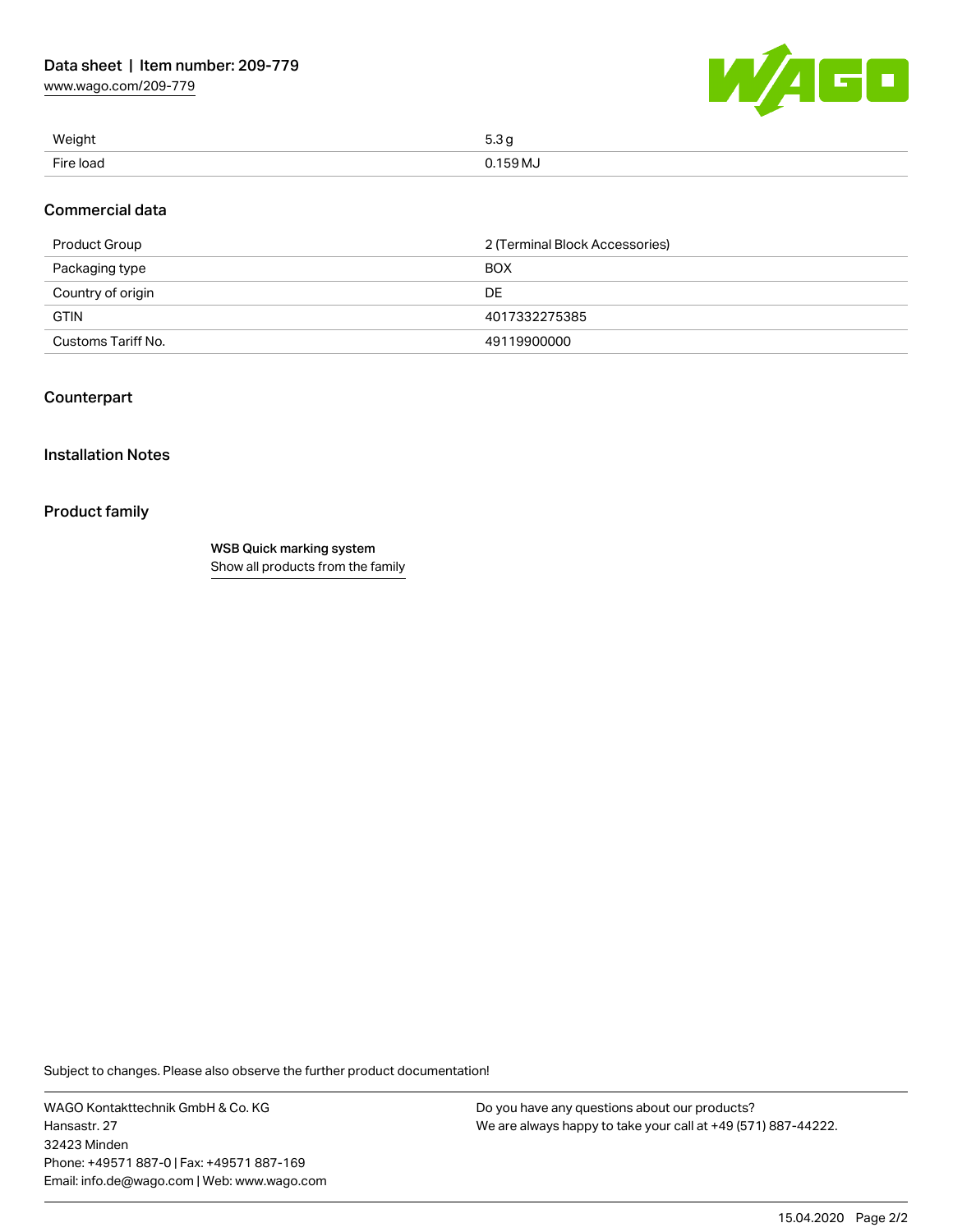| | |
|---|---|
| Weight | 5.3 g |
| Fire load | 0.159 MJ |

## Commercial data

| | |
|---|---|
| Product Group | 2 (Terminal Block Accessories) |
| Packaging type | BOX |
| Country of origin | DE |
| GTIN | 4017332275385 |
| Customs Tariff No. | 49119900000 |

## Counterpart

## Installation Notes

## Product family

**WSB Quick marking system**
Show all products from the family

Subject to changes. Please also observe the further product documentation!

WAGO Kontakttechnik GmbH & Co. KG
Hansastr. 27
32423 Minden
Phone: +49571 887-0 | Fax: +49571 887-169
Email: info.de@wago.com | Web: www.wago.com

Do you have any questions about our products?
We are always happy to take your call at +49 (571) 887-44222.

15.04.2020